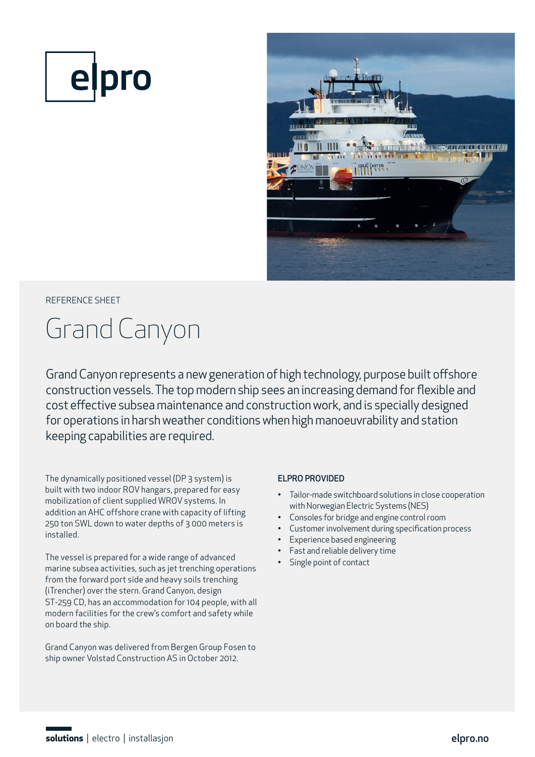elpro

REFERENCE SHEET

# Grand Canyon

Grand Canyon represents a new generation of high technology, purpose built offshore construction vessels. The top modern ship sees an increasing demand for flexible and cost effective subsea maintenance and construction work, and is specially designed for operations in harsh weather conditions when high manoeuvrability and station keeping capabilities are required.

The dynamically positioned vessel (DP 3 system) is built with two indoor ROV hangars, prepared for easy mobilization of client supplied WROV systems. In addition an AHC offshore crane with capacity of lifting 250 ton SWL down to water depths of 3 000 meters is installed.

The vessel is prepared for a wide range of advanced marine subsea activities, such as jet trenching operations from the forward port side and heavy soils trenching (iTrencher) over the stern. Grand Canyon, design ST-259 CD, has an accommodation for 104 people, with all modern facilities for the crew's comfort and safety while on board the ship.

Grand Canyon was delivered from Bergen Group Fosen to ship owner Volstad Construction AS in October 2012.

## ELPRO PROVIDED

- Tailor-made switchboard solutions in close cooperation with Norwegian Electric Systems (NES)
- Consoles for bridge and engine control room
- Customer involvement during specification process
- Experience based engineering
- Fast and reliable delivery time
- Single point of contact

**solutions** | electro | installasjon

elpro.no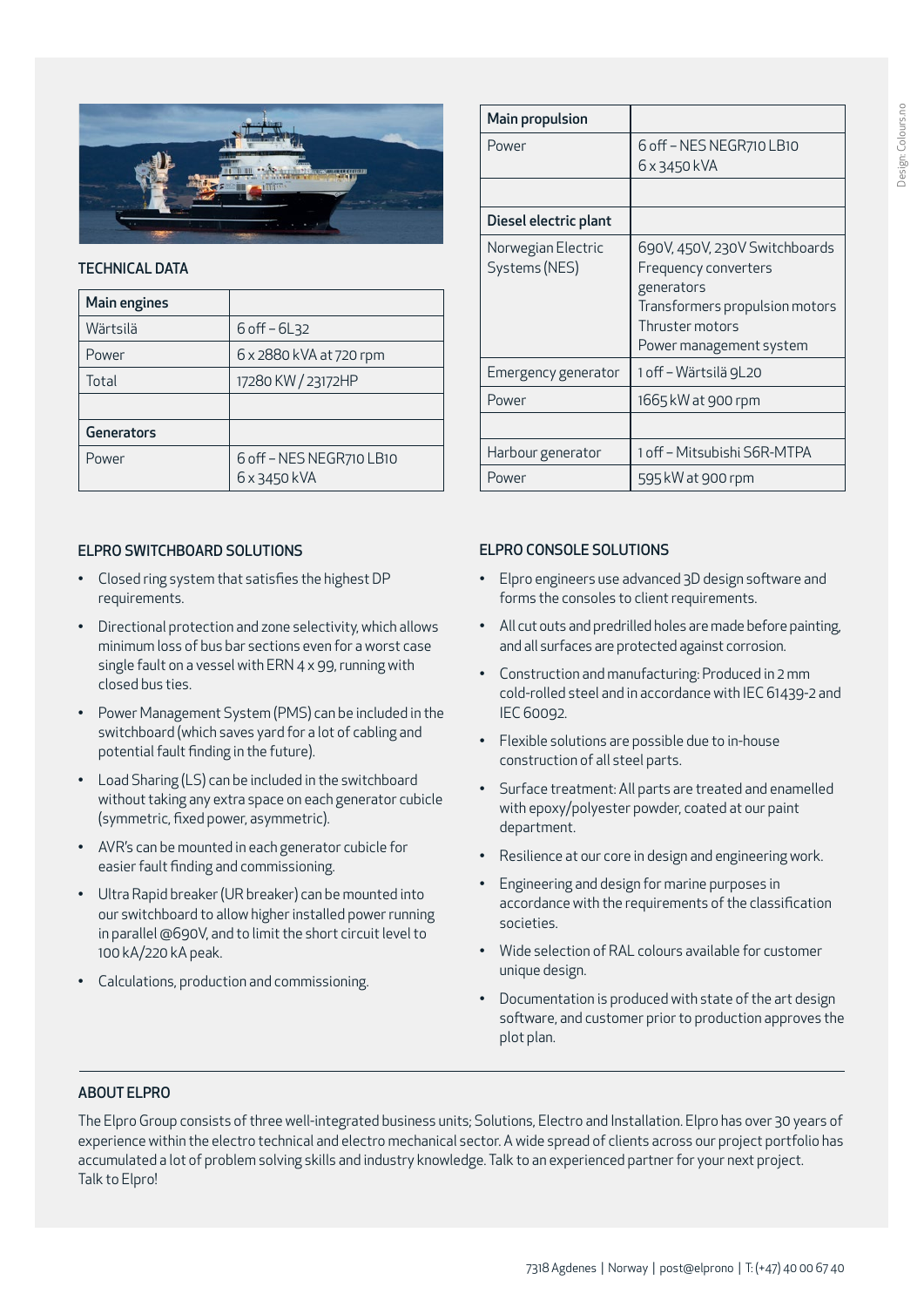## TECHNICAL DATA

| Main engines | |
|---|---|
| Wärtsilä | 6 off – 6L32 |
| Power | 6 x 2880 kVA at 720 rpm |
| Total | 17280 KW / 23172HP |
| | |
| **Generators** | |
| Power | 6 off – NES NEGR710 LB10<br>6 x 3450 kVA |

| Main propulsion | |
|---|---|
| Power | 6 off – NES NEGR710 LB10<br>6 x 3450 kVA |
| | |
| **Diesel electric plant** | |
| Norwegian Electric Systems (NES) | 690V, 450V, 230V Switchboards<br>Frequency converters<br>generators<br>Transformers propulsion motors<br>Thruster motors<br>Power management system |
| Emergency generator | 1 off – Wärtsilä 9L20 |
| Power | 1665 kW at 900 rpm |
| | |
| Harbour generator | 1 off – Mitsubishi S6R-MTPA |
| Power | 595 kW at 900 rpm |

## ELPRO SWITCHBOARD SOLUTIONS

- Closed ring system that satisfies the highest DP requirements.
- Directional protection and zone selectivity, which allows minimum loss of bus bar sections even for a worst case single fault on a vessel with ERN 4 x 99, running with closed bus ties.
- Power Management System (PMS) can be included in the switchboard (which saves yard for a lot of cabling and potential fault finding in the future).
- Load Sharing (LS) can be included in the switchboard without taking any extra space on each generator cubicle (symmetric, fixed power, asymmetric).
- AVR's can be mounted in each generator cubicle for easier fault finding and commissioning.
- Ultra Rapid breaker (UR breaker) can be mounted into our switchboard to allow higher installed power running in parallel @690V, and to limit the short circuit level to 100 kA/220 kA peak.
- Calculations, production and commissioning.

## ELPRO CONSOLE SOLUTIONS

- Elpro engineers use advanced 3D design software and forms the consoles to client requirements.
- All cut outs and predrilled holes are made before painting, and all surfaces are protected against corrosion.
- Construction and manufacturing: Produced in 2 mm cold-rolled steel and in accordance with IEC 61439-2 and IEC 60092.
- Flexible solutions are possible due to in-house construction of all steel parts.
- Surface treatment: All parts are treated and enamelled with epoxy/polyester powder, coated at our paint department.
- Resilience at our core in design and engineering work.
- Engineering and design for marine purposes in accordance with the requirements of the classification societies.
- Wide selection of RAL colours available for customer unique design.
- Documentation is produced with state of the art design software, and customer prior to production approves the plot plan.

## ABOUT ELPRO

The Elpro Group consists of three well-integrated business units; Solutions, Electro and Installation. Elpro has over 30 years of experience within the electro technical and electro mechanical sector. A wide spread of clients across our project portfolio has accumulated a lot of problem solving skills and industry knowledge. Talk to an experienced partner for your next project. Talk to Elpro!

7318 Agdenes | Norway | post@elprono | T: (+47) 40 00 67 40